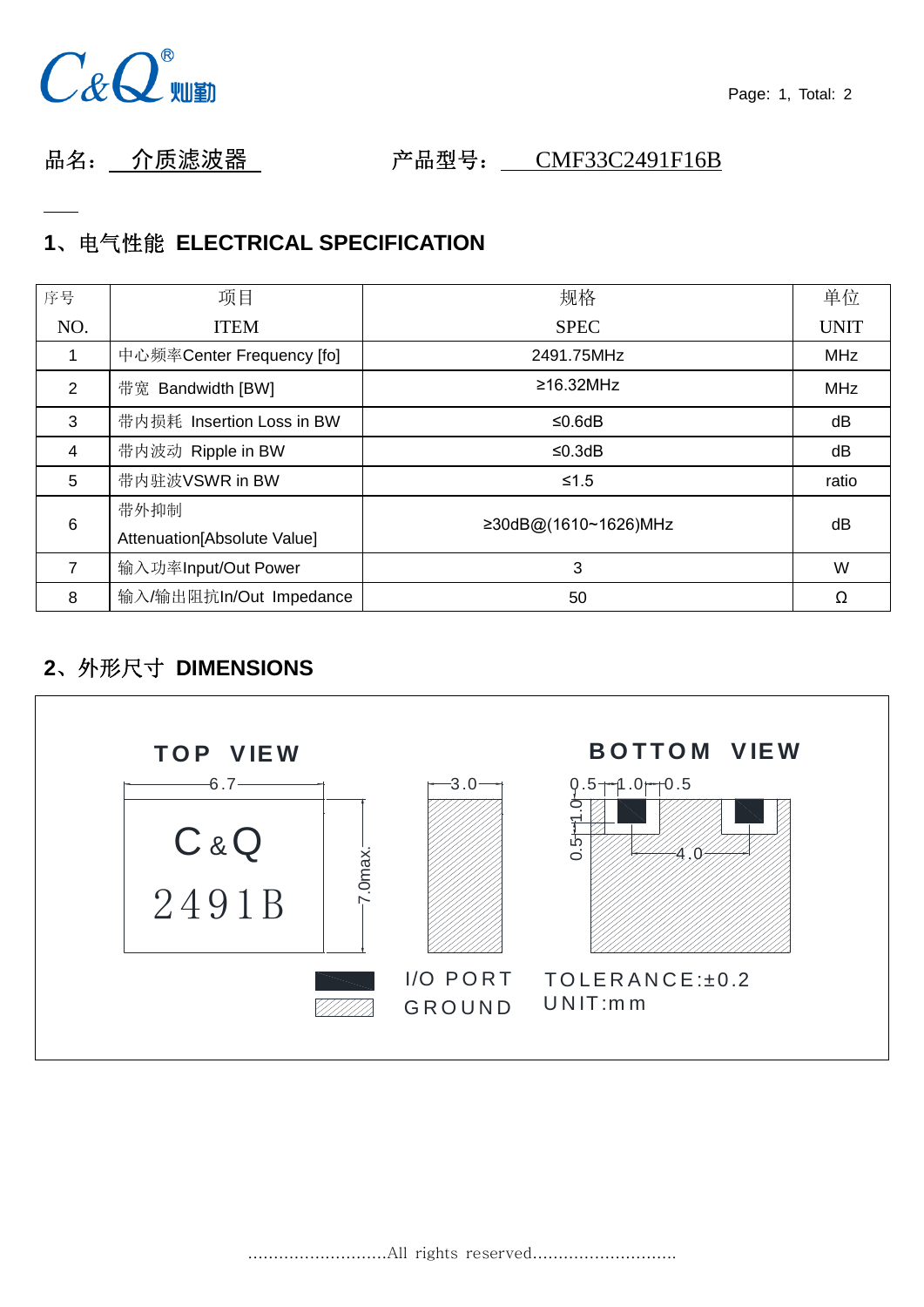品名： 介质滤波器　　　　　　产品型号： CMF33C2491F16B

## 1、电气性能 ELECTRICAL SPECIFICATION

| 序号 NO. | 项目 ITEM | 规格 SPEC | 单位 UNIT |
|---|---|---|---|
| 1 | 中心频率Center Frequency [fo] | 2491.75MHz | MHz |
| 2 | 带宽 Bandwidth [BW] | ≥16.32MHz | MHz |
| 3 | 带内损耗 Insertion Loss in BW | ≤0.6dB | dB |
| 4 | 带内波动 Ripple in BW | ≤0.3dB | dB |
| 5 | 带内驻波VSWR in BW | ≤1.5 | ratio |
| 6 | 带外抑制 Attenuation[Absolute Value] | ≥30dB@(1610~1626)MHz | dB |
| 7 | 输入功率Input/Out Power | 3 | W |
| 8 | 输入/输出阻抗In/Out Impedance | 50 | Ω |

## 2、外形尺寸 DIMENSIONS

TOP VIEW　　BOTTOM VIEW

6.7　7.0max.　3.0　0.5 1.0 0.5　1.0　0.5　4.0

C&Q
2491B

I/O PORT
GROUND

TOLERANCE:±0.2
UNIT:mm

............................All rights reserved............................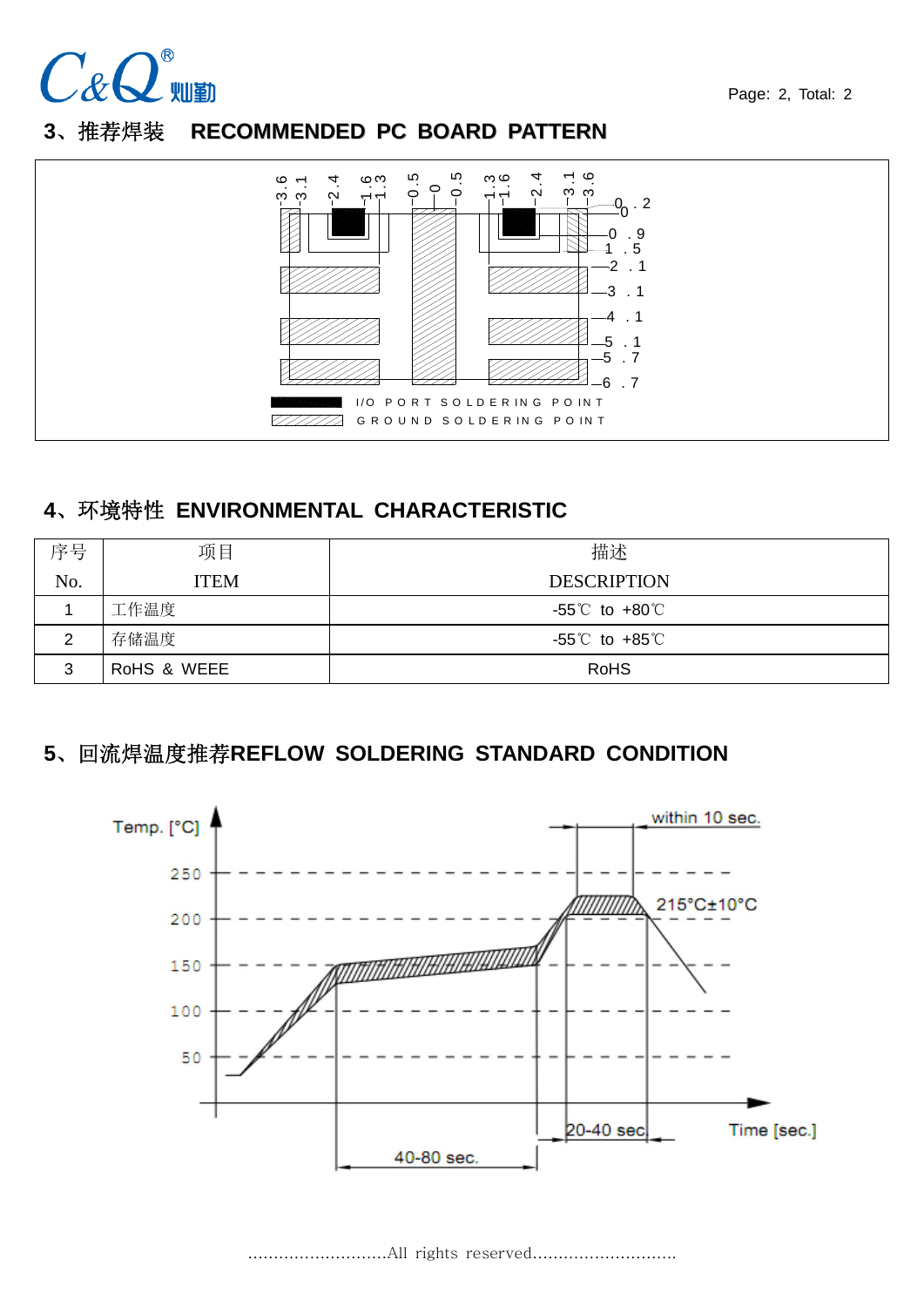## 3、推荐焊装 RECOMMENDED PC BOARD PATTERN

-3.6 -3.1 -2.4 -1.6 -1.3 -0.5 0 0.5 1.3 1.6 2.4 3.1 3.6

0 0.2 0.9 1.5 2.1 3.1 4.1 5.1 5.7 6.7

I/O PORT SOLDERING POINT

GROUND SOLDERING POINT

## 4、环境特性 ENVIRONMENTAL CHARACTERISTIC

| 序号<br>No. | 项目<br>ITEM | 描述<br>DESCRIPTION |
|---|---|---|
| 1 | 工作温度 | -55℃ to +80℃ |
| 2 | 存储温度 | -55℃ to +85℃ |
| 3 | RoHS & WEEE | RoHS |

## 5、回流焊温度推荐REFLOW SOLDERING STANDARD CONDITION

Temp. [°C]

250
200
150
100
50

within 10 sec.

215°C±10°C

20-40 sec

40-80 sec.

Time [sec.]

............................All rights reserved............................